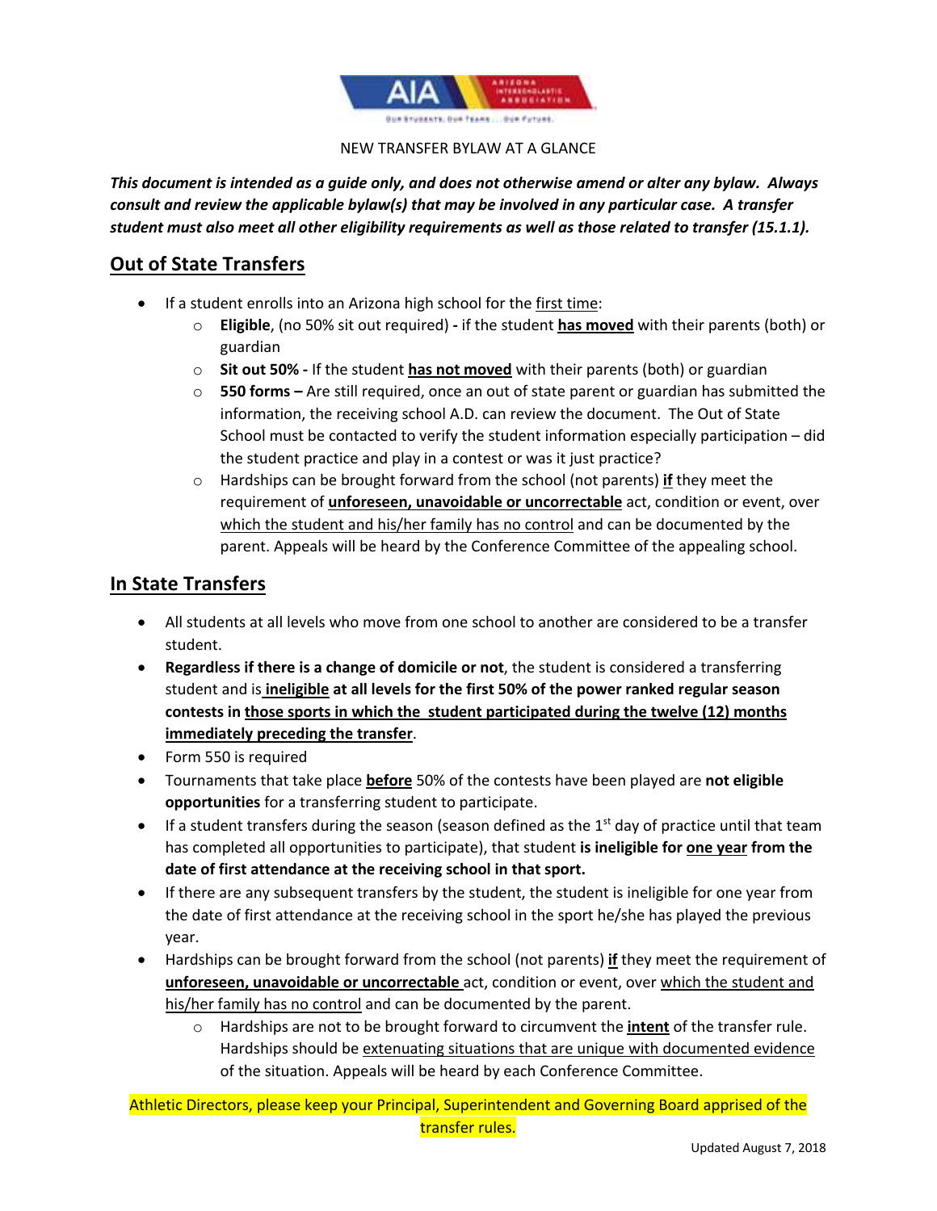NEW TRANSFER BYLAW AT A GLANCE

***This document is intended as a guide only, and does not otherwise amend or alter any bylaw. Always consult and review the applicable bylaw(s) that may be involved in any particular case. A transfer student must also meet all other eligibility requirements as well as those related to transfer (15.1.1).***

## Out of State Transfers

- If a student enrolls into an Arizona high school for the first time:
  - **Eligible**, (no 50% sit out required) **-** if the student **has moved** with their parents (both) or guardian
  - **Sit out 50% -** If the student **has not moved** with their parents (both) or guardian
  - **550 forms –** Are still required, once an out of state parent or guardian has submitted the information, the receiving school A.D. can review the document. The Out of State School must be contacted to verify the student information especially participation – did the student practice and play in a contest or was it just practice?
  - Hardships can be brought forward from the school (not parents) **if** they meet the requirement of **unforeseen, unavoidable or uncorrectable** act, condition or event, over which the student and his/her family has no control and can be documented by the parent. Appeals will be heard by the Conference Committee of the appealing school.

## In State Transfers

- All students at all levels who move from one school to another are considered to be a transfer student.
- **Regardless if there is a change of domicile or not**, the student is considered a transferring student and is **ineligible at all levels for the first 50% of the power ranked regular season contests in those sports in which the student participated during the twelve (12) months immediately preceding the transfer**.
- Form 550 is required
- Tournaments that take place **before** 50% of the contests have been played are **not eligible opportunities** for a transferring student to participate.
- If a student transfers during the season (season defined as the 1st day of practice until that team has completed all opportunities to participate), that student **is ineligible for one year from the date of first attendance at the receiving school in that sport.**
- If there are any subsequent transfers by the student, the student is ineligible for one year from the date of first attendance at the receiving school in the sport he/she has played the previous year.
- Hardships can be brought forward from the school (not parents) **if** they meet the requirement of **unforeseen, unavoidable or uncorrectable** act, condition or event, over which the student and his/her family has no control and can be documented by the parent.
  - Hardships are not to be brought forward to circumvent the **intent** of the transfer rule. Hardships should be extenuating situations that are unique with documented evidence of the situation. Appeals will be heard by each Conference Committee.

Athletic Directors, please keep your Principal, Superintendent and Governing Board apprised of the transfer rules.

Updated August 7, 2018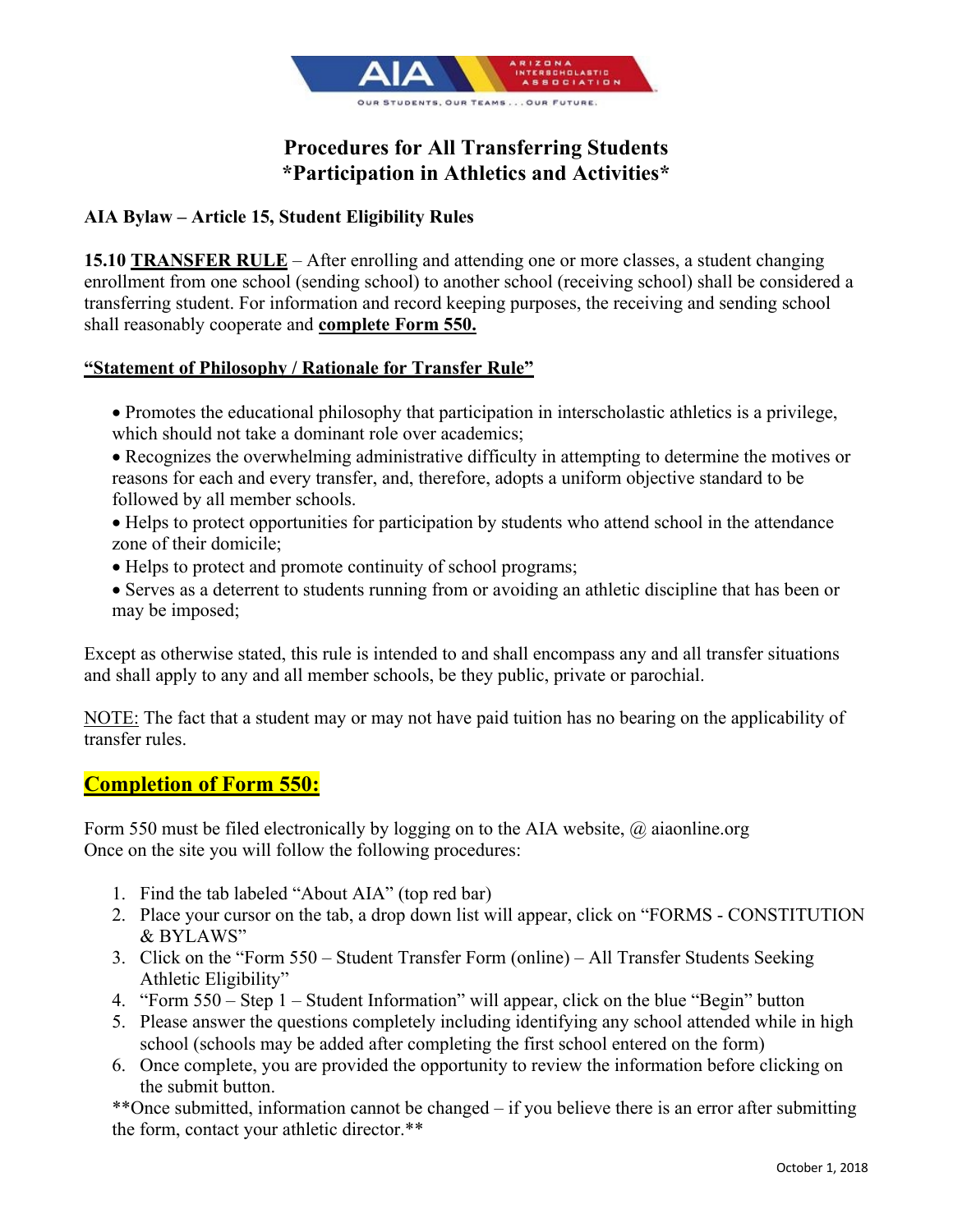# Procedures for All Transferring Students
## *Participation in Athletics and Activities*

**AIA Bylaw – Article 15, Student Eligibility Rules**

**15.10 TRANSFER RULE** – After enrolling and attending one or more classes, a student changing enrollment from one school (sending school) to another school (receiving school) shall be considered a transferring student. For information and record keeping purposes, the receiving and sending school shall reasonably cooperate and **complete Form 550.**

**"Statement of Philosophy / Rationale for Transfer Rule"**

- Promotes the educational philosophy that participation in interscholastic athletics is a privilege, which should not take a dominant role over academics;
- Recognizes the overwhelming administrative difficulty in attempting to determine the motives or reasons for each and every transfer, and, therefore, adopts a uniform objective standard to be followed by all member schools.
- Helps to protect opportunities for participation by students who attend school in the attendance zone of their domicile;
- Helps to protect and promote continuity of school programs;
- Serves as a deterrent to students running from or avoiding an athletic discipline that has been or may be imposed;

Except as otherwise stated, this rule is intended to and shall encompass any and all transfer situations and shall apply to any and all member schools, be they public, private or parochial.

NOTE: The fact that a student may or may not have paid tuition has no bearing on the applicability of transfer rules.

## Completion of Form 550:

Form 550 must be filed electronically by logging on to the AIA website, @ aiaonline.org
Once on the site you will follow the following procedures:

1. Find the tab labeled "About AIA" (top red bar)
2. Place your cursor on the tab, a drop down list will appear, click on "FORMS - CONSTITUTION & BYLAWS"
3. Click on the "Form 550 – Student Transfer Form (online) – All Transfer Students Seeking Athletic Eligibility"
4. "Form 550 – Step 1 – Student Information" will appear, click on the blue "Begin" button
5. Please answer the questions completely including identifying any school attended while in high school (schools may be added after completing the first school entered on the form)
6. Once complete, you are provided the opportunity to review the information before clicking on the submit button.

**Once submitted, information cannot be changed – if you believe there is an error after submitting the form, contact your athletic director.**

October 1, 2018